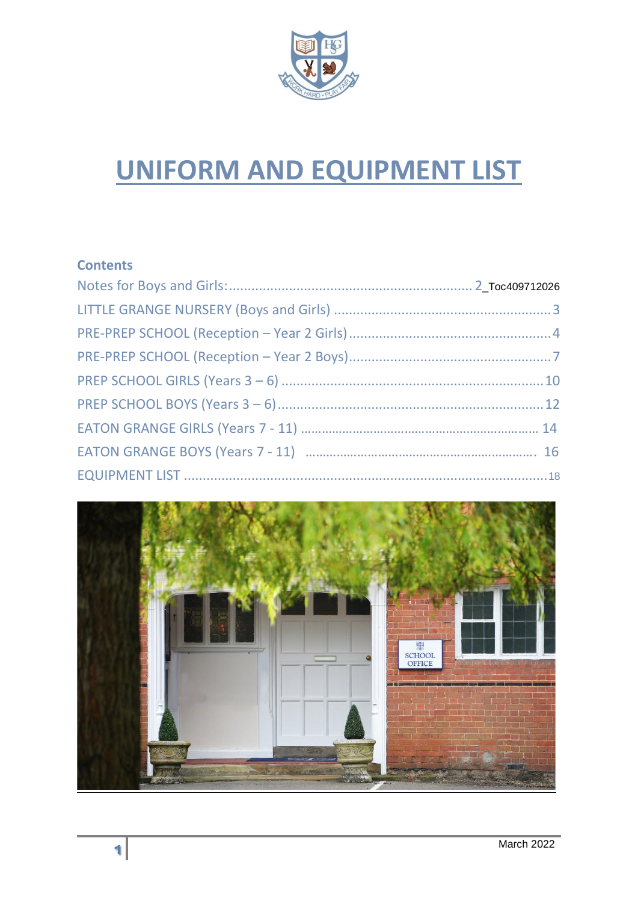# UNIFORM AND EQUIPMENT LIST

**Contents**

Notes for Boys and Girls:................................................................ 2_Toc409712026

LITTLE GRANGE NURSERY (Boys and Girls) ........................................................ 3

PRE-PREP SCHOOL (Reception – Year 2 Girls).................................................... 4

PRE-PREP SCHOOL (Reception – Year 2 Boys).................................................... 7

PREP SCHOOL GIRLS (Years 3 – 6) ..................................................................... 10

PREP SCHOOL BOYS (Years 3 – 6)....................................................................... 12

EATON GRANGE GIRLS (Years 7 - 11) .................................................................. 14

EATON GRANGE BOYS (Years 7 - 11) ................................................................ 16

EQUIPMENT LIST .................................................................................................. 18

March 2022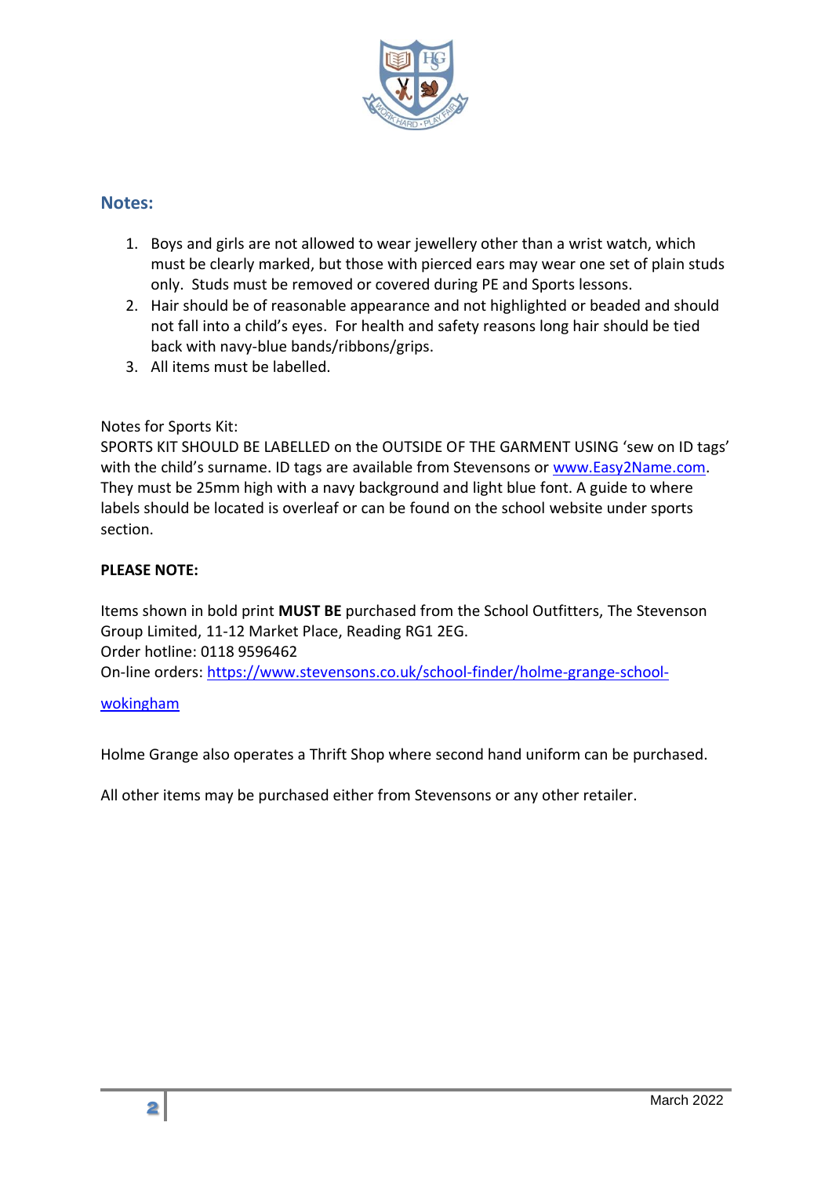## Notes:

1. Boys and girls are not allowed to wear jewellery other than a wrist watch, which must be clearly marked, but those with pierced ears may wear one set of plain studs only. Studs must be removed or covered during PE and Sports lessons.
2. Hair should be of reasonable appearance and not highlighted or beaded and should not fall into a child's eyes. For health and safety reasons long hair should be tied back with navy-blue bands/ribbons/grips.
3. All items must be labelled.

Notes for Sports Kit:
SPORTS KIT SHOULD BE LABELLED on the OUTSIDE OF THE GARMENT USING 'sew on ID tags' with the child's surname. ID tags are available from Stevensons or [www.Easy2Name.com](www.Easy2Name.com). They must be 25mm high with a navy background and light blue font. A guide to where labels should be located is overleaf or can be found on the school website under sports section.

**PLEASE NOTE:**

Items shown in bold print **MUST BE** purchased from the School Outfitters, The Stevenson Group Limited, 11-12 Market Place, Reading RG1 2EG.
Order hotline: 0118 9596462
On-line orders: [https://www.stevensons.co.uk/school-finder/holme-grange-school-wokingham](https://www.stevensons.co.uk/school-finder/holme-grange-school-wokingham)

Holme Grange also operates a Thrift Shop where second hand uniform can be purchased.

All other items may be purchased either from Stevensons or any other retailer.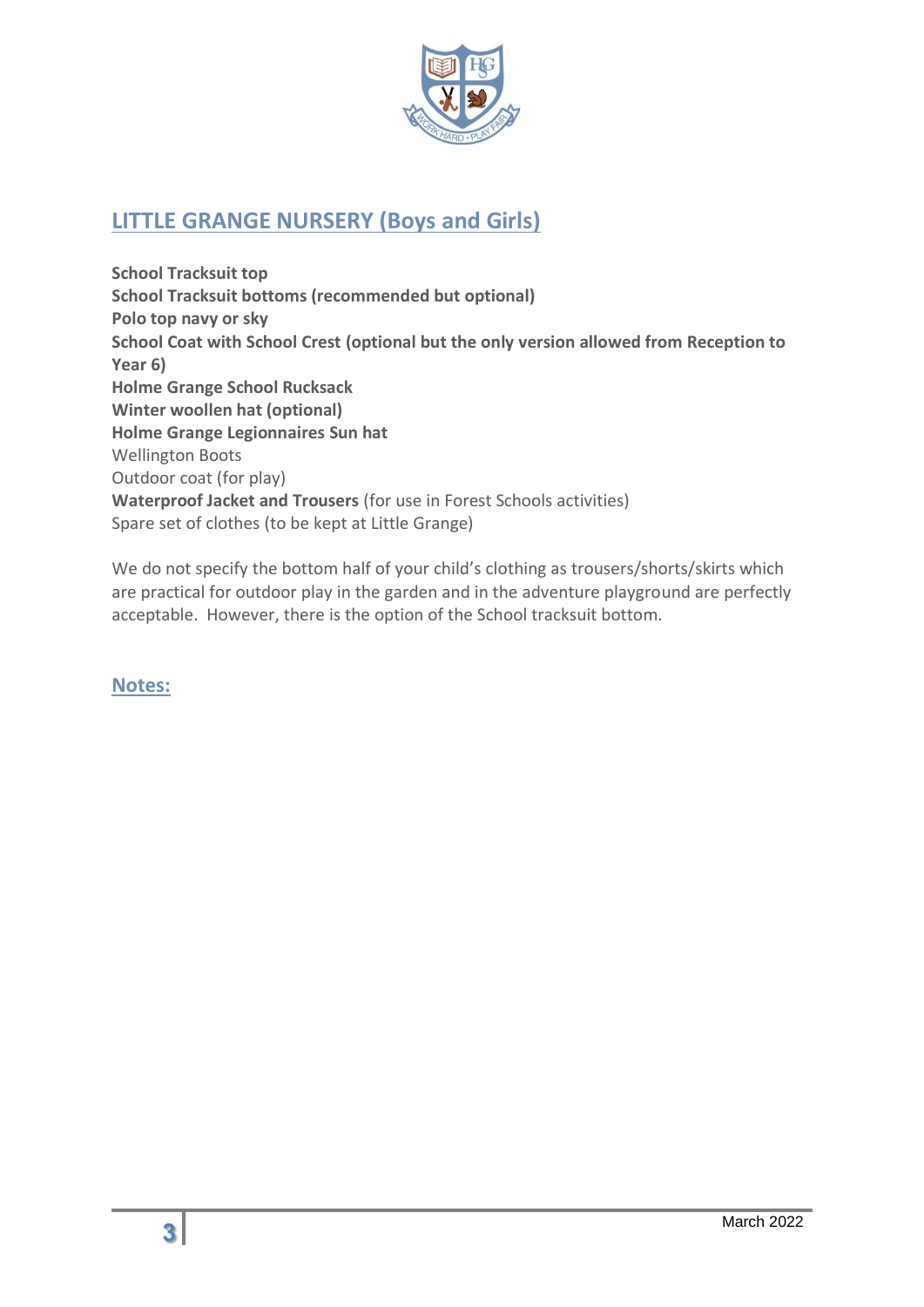## LITTLE GRANGE NURSERY (Boys and Girls)

**School Tracksuit top**
**School Tracksuit bottoms (recommended but optional)**
**Polo top navy or sky**
**School Coat with School Crest (optional but the only version allowed from Reception to Year 6)**
**Holme Grange School Rucksack**
**Winter woollen hat (optional)**
**Holme Grange Legionnaires Sun hat**
Wellington Boots
Outdoor coat (for play)
**Waterproof Jacket and Trousers** (for use in Forest Schools activities)
Spare set of clothes (to be kept at Little Grange)

We do not specify the bottom half of your child's clothing as trousers/shorts/skirts which are practical for outdoor play in the garden and in the adventure playground are perfectly acceptable. However, there is the option of the School tracksuit bottom.

### Notes: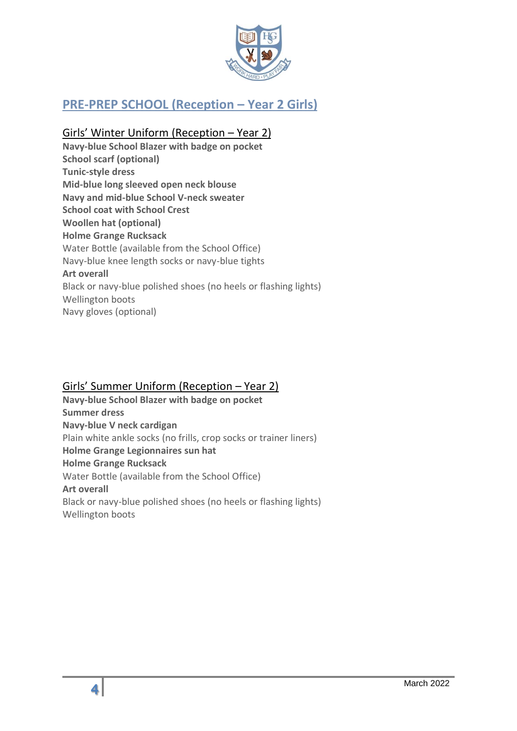# PRE-PREP SCHOOL (Reception – Year 2 Girls)

## Girls' Winter Uniform (Reception – Year 2)

**Navy-blue School Blazer with badge on pocket**
**School scarf (optional)**
**Tunic-style dress**
**Mid-blue long sleeved open neck blouse**
**Navy and mid-blue School V-neck sweater**
**School coat with School Crest**
**Woollen hat (optional)**
**Holme Grange Rucksack**
Water Bottle (available from the School Office)
Navy-blue knee length socks or navy-blue tights
**Art overall**
Black or navy-blue polished shoes (no heels or flashing lights)
Wellington boots
Navy gloves (optional)

## Girls' Summer Uniform (Reception – Year 2)

**Navy-blue School Blazer with badge on pocket**
**Summer dress**
**Navy-blue V neck cardigan**
Plain white ankle socks (no frills, crop socks or trainer liners)
**Holme Grange Legionnaires sun hat**
**Holme Grange Rucksack**
Water Bottle (available from the School Office)
**Art overall**
Black or navy-blue polished shoes (no heels or flashing lights)
Wellington boots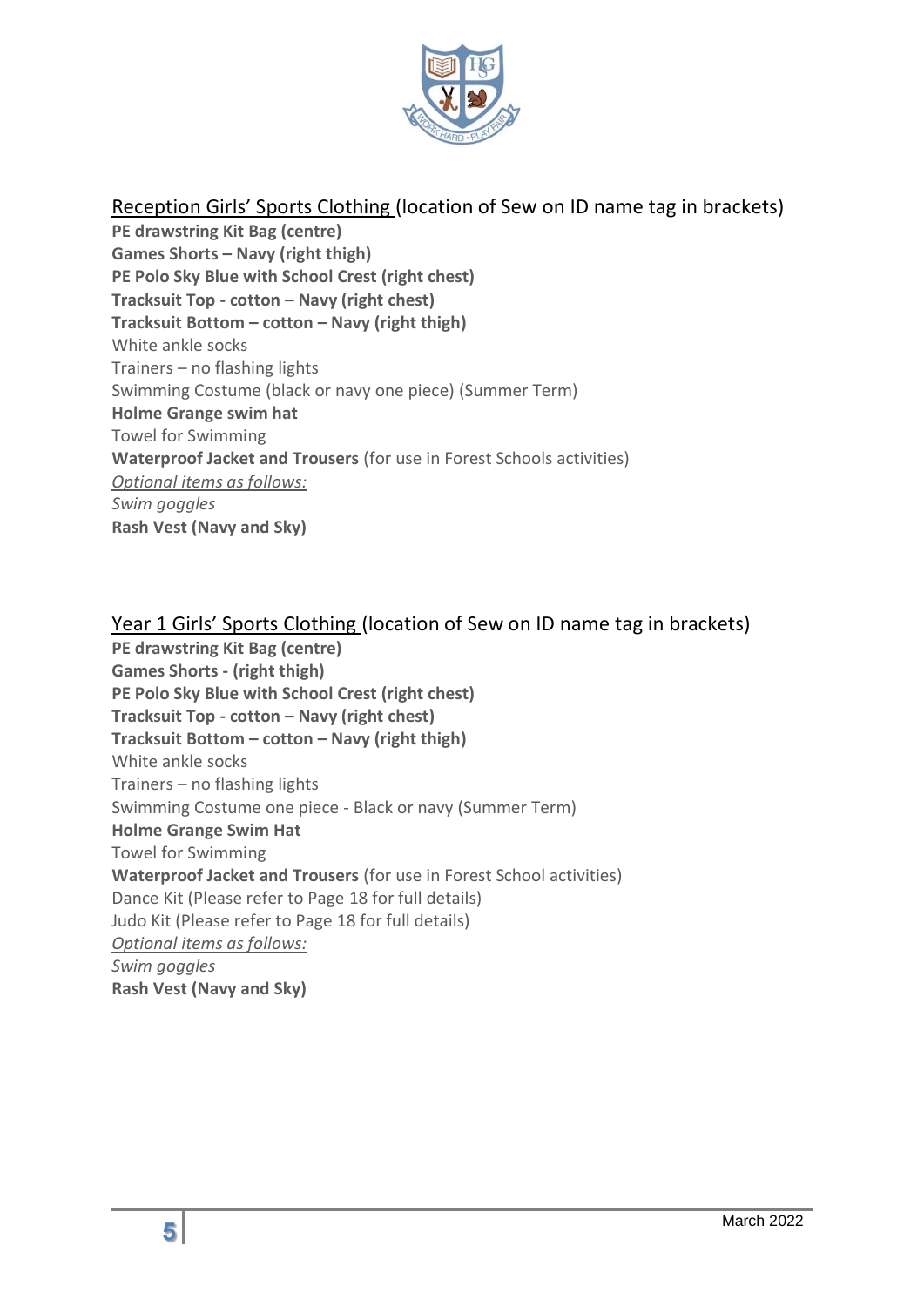Reception Girls' Sports Clothing (location of Sew on ID name tag in brackets)

**PE drawstring Kit Bag (centre)**
**Games Shorts – Navy (right thigh)**
**PE Polo Sky Blue with School Crest (right chest)**
**Tracksuit Top - cotton – Navy (right chest)**
**Tracksuit Bottom – cotton – Navy (right thigh)**
White ankle socks
Trainers – no flashing lights
Swimming Costume (black or navy one piece) (Summer Term)
**Holme Grange swim hat**
Towel for Swimming
**Waterproof Jacket and Trousers** (for use in Forest Schools activities)
*Optional items as follows:*
*Swim goggles*
**Rash Vest (Navy and Sky)**

Year 1 Girls' Sports Clothing (location of Sew on ID name tag in brackets)

**PE drawstring Kit Bag (centre)**
**Games Shorts - (right thigh)**
**PE Polo Sky Blue with School Crest (right chest)**
**Tracksuit Top - cotton – Navy (right chest)**
**Tracksuit Bottom – cotton – Navy (right thigh)**
White ankle socks
Trainers – no flashing lights
Swimming Costume one piece - Black or navy (Summer Term)
**Holme Grange Swim Hat**
Towel for Swimming
**Waterproof Jacket and Trousers** (for use in Forest School activities)
Dance Kit (Please refer to Page 18 for full details)
Judo Kit (Please refer to Page 18 for full details)
*Optional items as follows:*
*Swim goggles*
**Rash Vest (Navy and Sky)**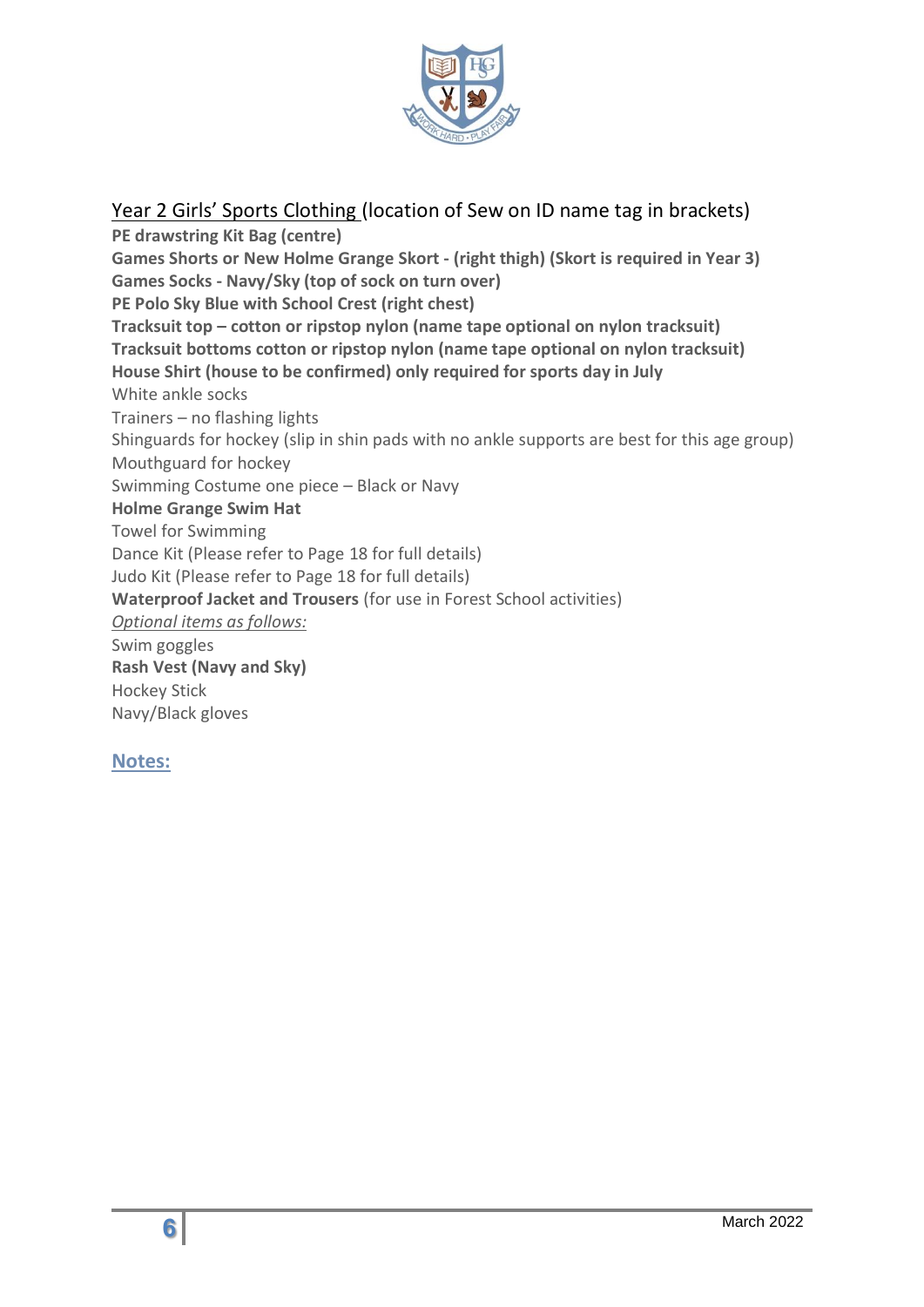## Year 2 Girls' Sports Clothing (location of Sew on ID name tag in brackets)

**PE drawstring Kit Bag (centre)**
**Games Shorts or New Holme Grange Skort - (right thigh) (Skort is required in Year 3)**
**Games Socks - Navy/Sky (top of sock on turn over)**
**PE Polo Sky Blue with School Crest (right chest)**
**Tracksuit top – cotton or ripstop nylon (name tape optional on nylon tracksuit)**
**Tracksuit bottoms cotton or ripstop nylon (name tape optional on nylon tracksuit)**
**House Shirt (house to be confirmed) only required for sports day in July**
White ankle socks
Trainers – no flashing lights
Shinguards for hockey (slip in shin pads with no ankle supports are best for this age group)
Mouthguard for hockey
Swimming Costume one piece – Black or Navy
**Holme Grange Swim Hat**
Towel for Swimming
Dance Kit (Please refer to Page 18 for full details)
Judo Kit (Please refer to Page 18 for full details)
**Waterproof Jacket and Trousers** (for use in Forest School activities)

*Optional items as follows:*

Swim goggles
**Rash Vest (Navy and Sky)**
Hockey Stick
Navy/Black gloves

**Notes:**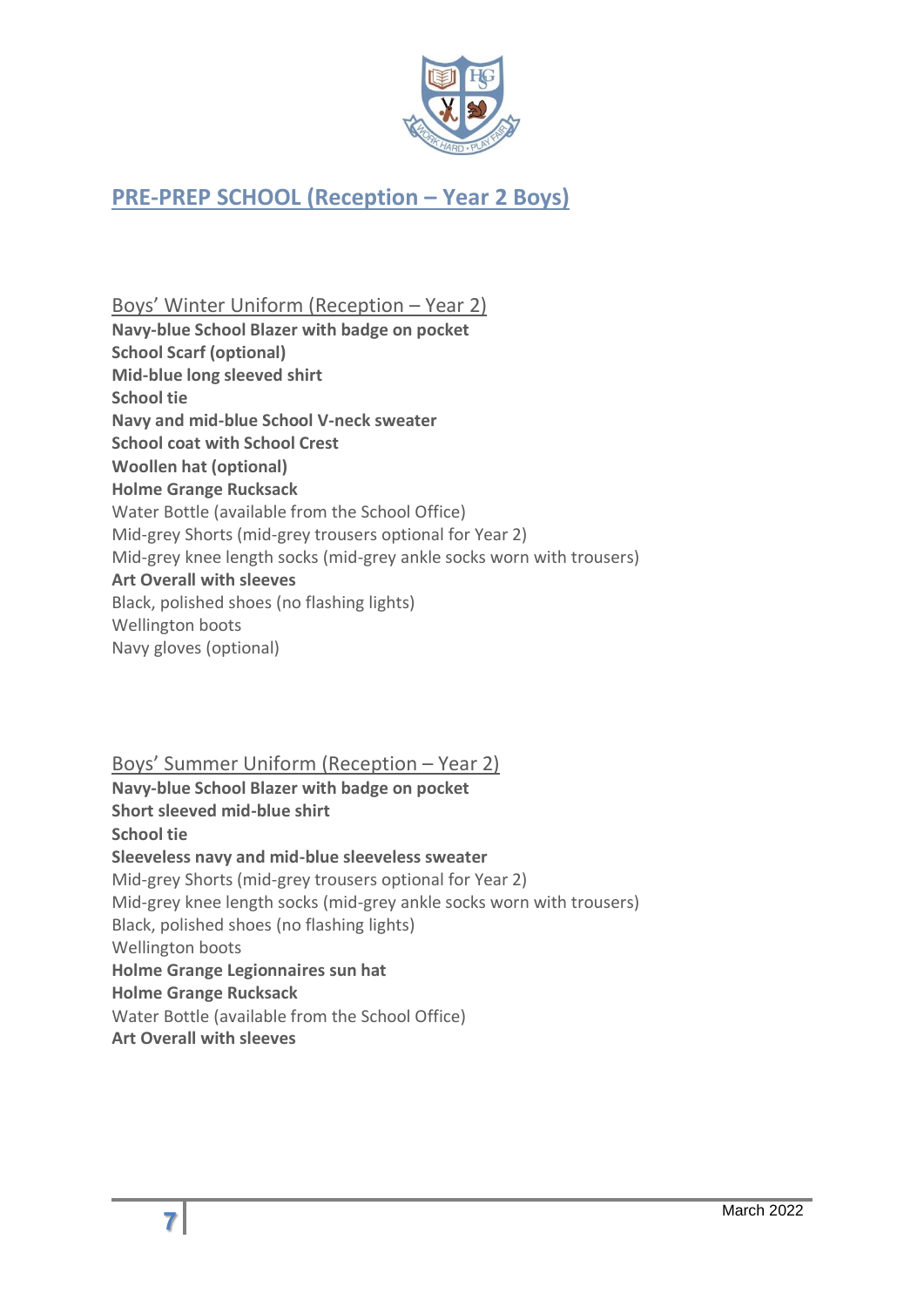## PRE-PREP SCHOOL (Reception – Year 2 Boys)

### Boys' Winter Uniform (Reception – Year 2)

**Navy-blue School Blazer with badge on pocket**
**School Scarf (optional)**
**Mid-blue long sleeved shirt**
**School tie**
**Navy and mid-blue School V-neck sweater**
**School coat with School Crest**
**Woollen hat (optional)**
**Holme Grange Rucksack**
Water Bottle (available from the School Office)
Mid-grey Shorts (mid-grey trousers optional for Year 2)
Mid-grey knee length socks (mid-grey ankle socks worn with trousers)
**Art Overall with sleeves**
Black, polished shoes (no flashing lights)
Wellington boots
Navy gloves (optional)

### Boys' Summer Uniform (Reception – Year 2)

**Navy-blue School Blazer with badge on pocket**
**Short sleeved mid-blue shirt**
**School tie**
**Sleeveless navy and mid-blue sleeveless sweater**
Mid-grey Shorts (mid-grey trousers optional for Year 2)
Mid-grey knee length socks (mid-grey ankle socks worn with trousers)
Black, polished shoes (no flashing lights)
Wellington boots
**Holme Grange Legionnaires sun hat**
**Holme Grange Rucksack**
Water Bottle (available from the School Office)
**Art Overall with sleeves**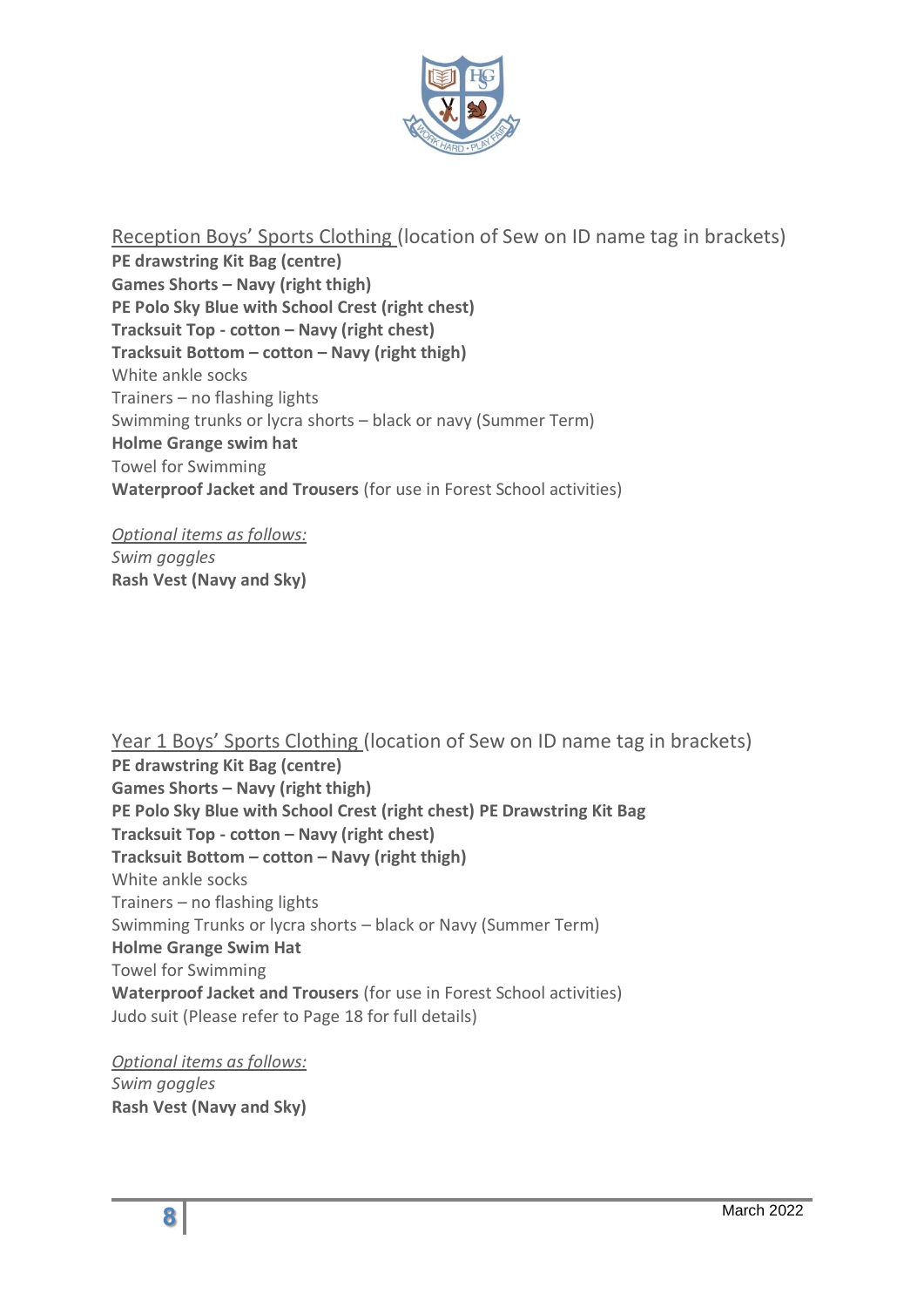## Reception Boys' Sports Clothing (location of Sew on ID name tag in brackets)

**PE drawstring Kit Bag (centre)**
**Games Shorts – Navy (right thigh)**
**PE Polo Sky Blue with School Crest (right chest)**
**Tracksuit Top - cotton – Navy (right chest)**
**Tracksuit Bottom – cotton – Navy (right thigh)**
White ankle socks
Trainers – no flashing lights
Swimming trunks or lycra shorts – black or navy (Summer Term)
**Holme Grange swim hat**
Towel for Swimming
**Waterproof Jacket and Trousers** (for use in Forest School activities)

*Optional items as follows:*
*Swim goggles*
**Rash Vest (Navy and Sky)**

## Year 1 Boys' Sports Clothing (location of Sew on ID name tag in brackets)

**PE drawstring Kit Bag (centre)**
**Games Shorts – Navy (right thigh)**
**PE Polo Sky Blue with School Crest (right chest) PE Drawstring Kit Bag**
**Tracksuit Top - cotton – Navy (right chest)**
**Tracksuit Bottom – cotton – Navy (right thigh)**
White ankle socks
Trainers – no flashing lights
Swimming Trunks or lycra shorts – black or Navy (Summer Term)
**Holme Grange Swim Hat**
Towel for Swimming
**Waterproof Jacket and Trousers** (for use in Forest School activities)
Judo suit (Please refer to Page 18 for full details)

*Optional items as follows:*
*Swim goggles*
**Rash Vest (Navy and Sky)**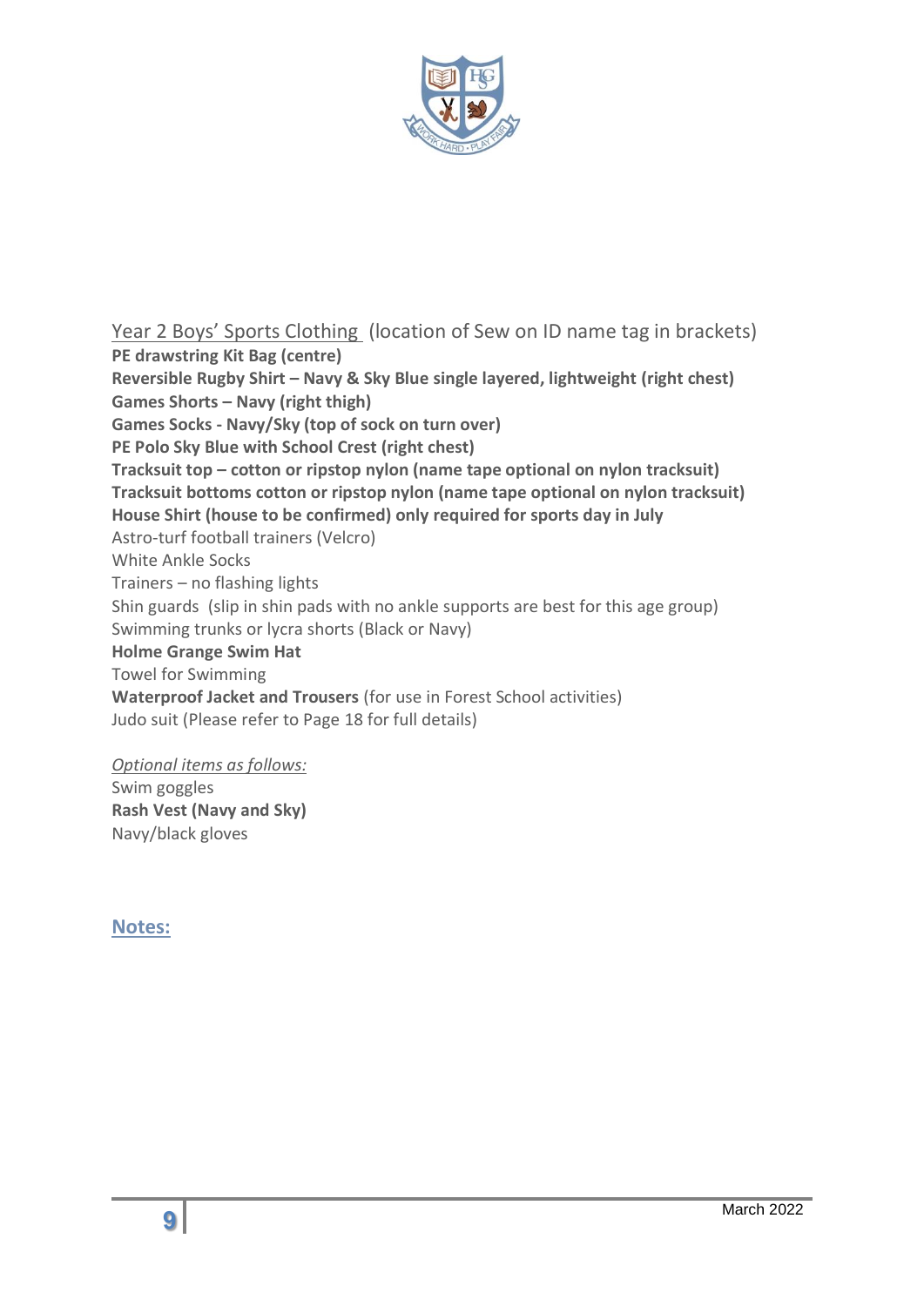Year 2 Boys' Sports Clothing (location of Sew on ID name tag in brackets)

**PE drawstring Kit Bag (centre)**
**Reversible Rugby Shirt – Navy & Sky Blue single layered, lightweight (right chest)**
**Games Shorts – Navy (right thigh)**
**Games Socks - Navy/Sky (top of sock on turn over)**
**PE Polo Sky Blue with School Crest (right chest)**
**Tracksuit top – cotton or ripstop nylon (name tape optional on nylon tracksuit)**
**Tracksuit bottoms cotton or ripstop nylon (name tape optional on nylon tracksuit)**
**House Shirt (house to be confirmed) only required for sports day in July**
Astro-turf football trainers (Velcro)
White Ankle Socks
Trainers – no flashing lights
Shin guards (slip in shin pads with no ankle supports are best for this age group)
Swimming trunks or lycra shorts (Black or Navy)
**Holme Grange Swim Hat**
Towel for Swimming
**Waterproof Jacket and Trousers** (for use in Forest School activities)
Judo suit (Please refer to Page 18 for full details)

*Optional items as follows:*
Swim goggles
**Rash Vest (Navy and Sky)**
Navy/black gloves

**Notes:**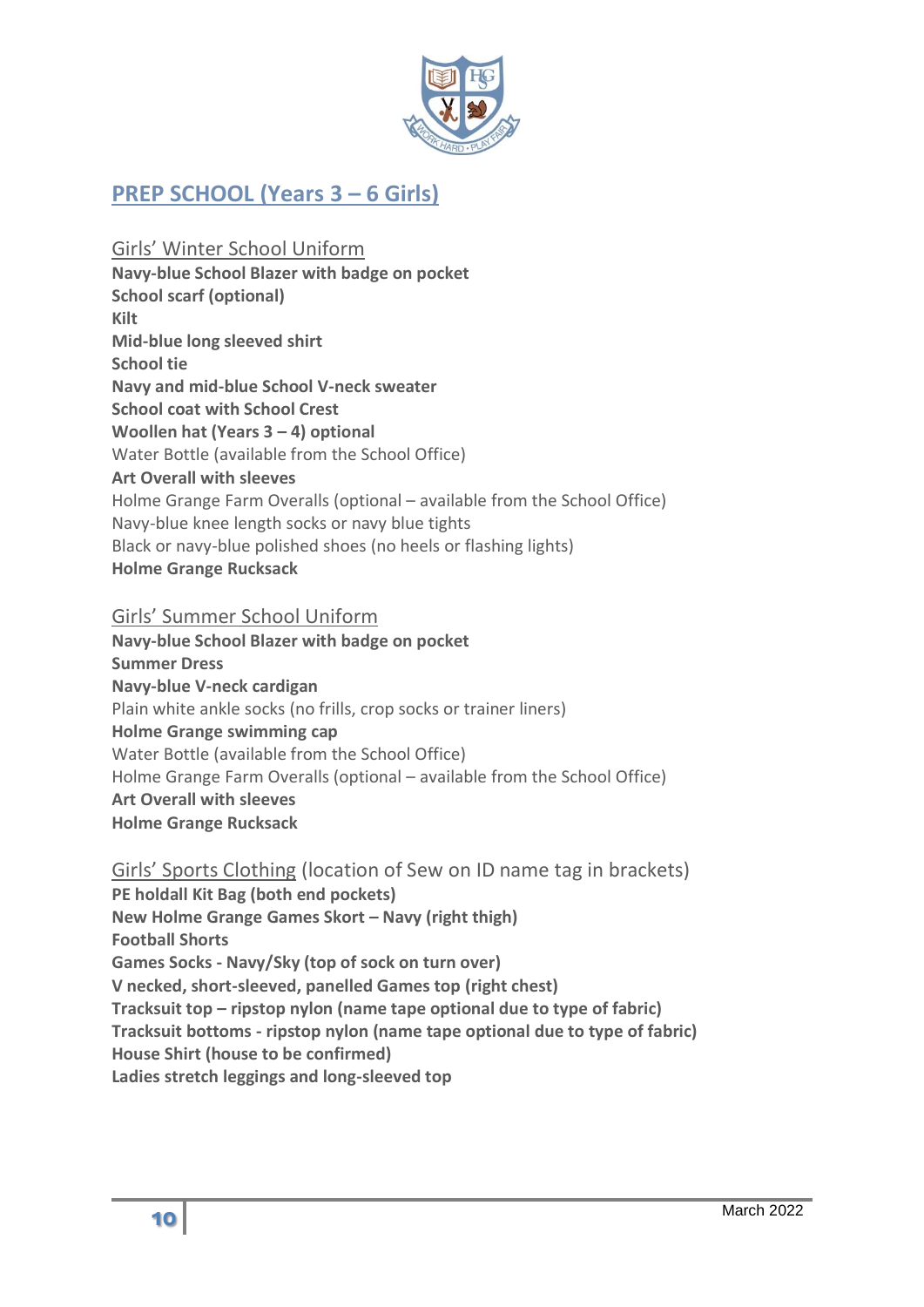## PREP SCHOOL (Years 3 – 6 Girls)

Girls' Winter School Uniform

**Navy-blue School Blazer with badge on pocket**
**School scarf (optional)**
**Kilt**
**Mid-blue long sleeved shirt**
**School tie**
**Navy and mid-blue School V-neck sweater**
**School coat with School Crest**
**Woollen hat (Years 3 – 4) optional**
Water Bottle (available from the School Office)
**Art Overall with sleeves**
Holme Grange Farm Overalls (optional – available from the School Office)
Navy-blue knee length socks or navy blue tights
Black or navy-blue polished shoes (no heels or flashing lights)
**Holme Grange Rucksack**

Girls' Summer School Uniform

**Navy-blue School Blazer with badge on pocket**
**Summer Dress**
**Navy-blue V-neck cardigan**
Plain white ankle socks (no frills, crop socks or trainer liners)
**Holme Grange swimming cap**
Water Bottle (available from the School Office)
Holme Grange Farm Overalls (optional – available from the School Office)
**Art Overall with sleeves**
**Holme Grange Rucksack**

Girls' Sports Clothing (location of Sew on ID name tag in brackets)

**PE holdall Kit Bag (both end pockets)**
**New Holme Grange Games Skort – Navy (right thigh)**
**Football Shorts**
**Games Socks - Navy/Sky (top of sock on turn over)**
**V necked, short-sleeved, panelled Games top (right chest)**
**Tracksuit top – ripstop nylon (name tape optional due to type of fabric)**
**Tracksuit bottoms - ripstop nylon (name tape optional due to type of fabric)**
**House Shirt (house to be confirmed)**
**Ladies stretch leggings and long-sleeved top**

March 2022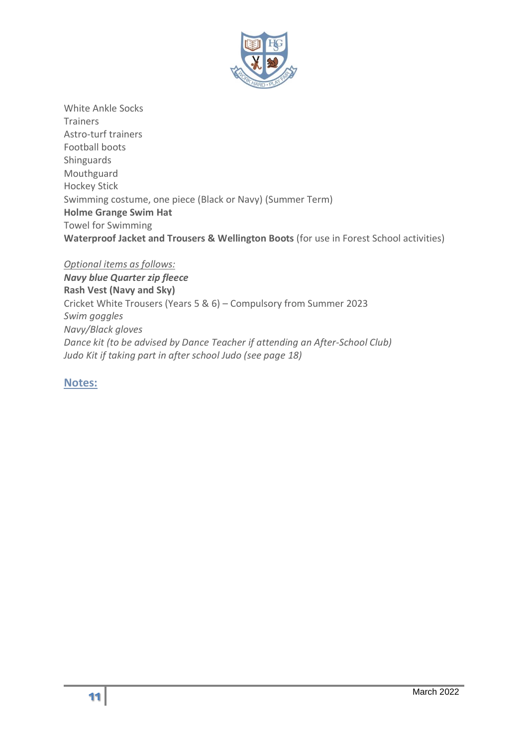White Ankle Socks
Trainers
Astro-turf trainers
Football boots
Shinguards
Mouthguard
Hockey Stick
Swimming costume, one piece (Black or Navy) (Summer Term)
**Holme Grange Swim Hat**
Towel for Swimming
**Waterproof Jacket and Trousers & Wellington Boots** (for use in Forest School activities)

*Optional items as follows:*
***Navy blue Quarter zip fleece***
**Rash Vest (Navy and Sky)**
Cricket White Trousers (Years 5 & 6) – Compulsory from Summer 2023
*Swim goggles*
*Navy/Black gloves*
*Dance kit (to be advised by Dance Teacher if attending an After-School Club)*
*Judo Kit if taking part in after school Judo (see page 18)*

## Notes: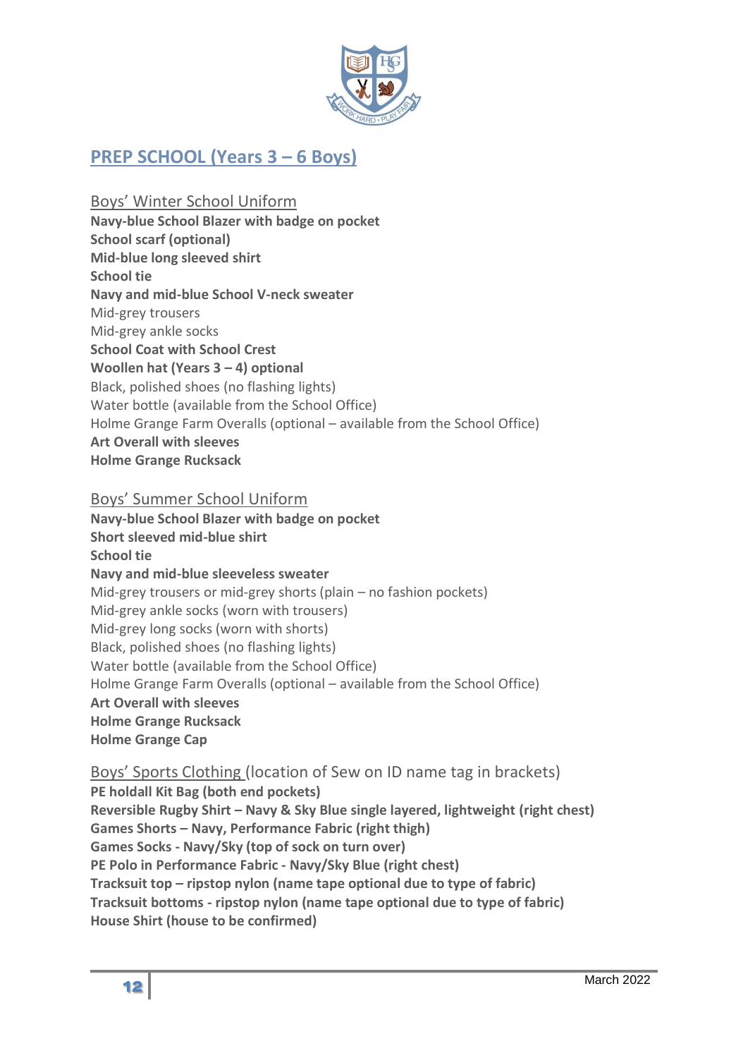## PREP SCHOOL (Years 3 – 6 Boys)

### Boys' Winter School Uniform

**Navy-blue School Blazer with badge on pocket**
**School scarf (optional)**
**Mid-blue long sleeved shirt**
**School tie**
**Navy and mid-blue School V-neck sweater**
Mid-grey trousers
Mid-grey ankle socks
**School Coat with School Crest**
**Woollen hat (Years 3 – 4) optional**
Black, polished shoes (no flashing lights)
Water bottle (available from the School Office)
Holme Grange Farm Overalls (optional – available from the School Office)
**Art Overall with sleeves**
**Holme Grange Rucksack**

### Boys' Summer School Uniform

**Navy-blue School Blazer with badge on pocket**
**Short sleeved mid-blue shirt**
**School tie**
**Navy and mid-blue sleeveless sweater**
Mid-grey trousers or mid-grey shorts (plain – no fashion pockets)
Mid-grey ankle socks (worn with trousers)
Mid-grey long socks (worn with shorts)
Black, polished shoes (no flashing lights)
Water bottle (available from the School Office)
Holme Grange Farm Overalls (optional – available from the School Office)
**Art Overall with sleeves**
**Holme Grange Rucksack**
**Holme Grange Cap**

### Boys' Sports Clothing (location of Sew on ID name tag in brackets)

**PE holdall Kit Bag (both end pockets)**
**Reversible Rugby Shirt – Navy & Sky Blue single layered, lightweight (right chest)**
**Games Shorts – Navy, Performance Fabric (right thigh)**
**Games Socks - Navy/Sky (top of sock on turn over)**
**PE Polo in Performance Fabric - Navy/Sky Blue (right chest)**
**Tracksuit top – ripstop nylon (name tape optional due to type of fabric)**
**Tracksuit bottoms - ripstop nylon (name tape optional due to type of fabric)**
**House Shirt (house to be confirmed)**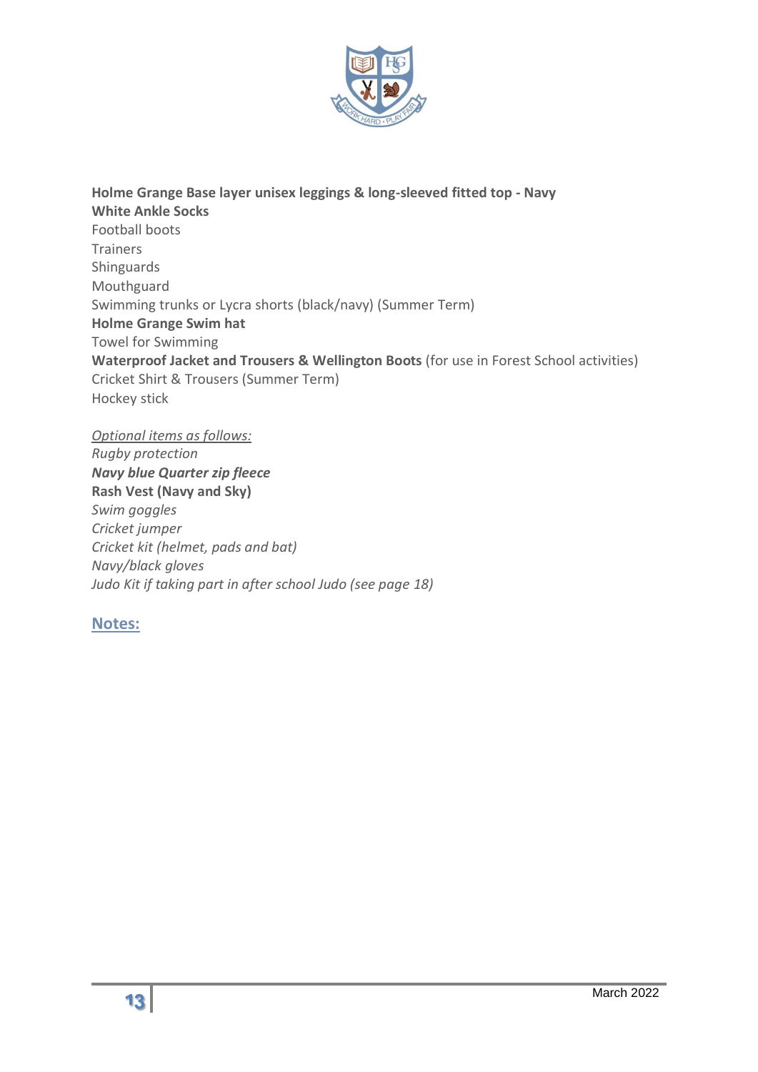**Holme Grange Base layer unisex leggings & long-sleeved fitted top - Navy**
**White Ankle Socks**
Football boots
Trainers
Shinguards
Mouthguard
Swimming trunks or Lycra shorts (black/navy) (Summer Term)
**Holme Grange Swim hat**
Towel for Swimming
**Waterproof Jacket and Trousers & Wellington Boots** (for use in Forest School activities)
Cricket Shirt & Trousers (Summer Term)
Hockey stick

*Optional items as follows:*
*Rugby protection*
***Navy blue Quarter zip fleece***
**Rash Vest (Navy and Sky)**
*Swim goggles*
*Cricket jumper*
*Cricket kit (helmet, pads and bat)*
*Navy/black gloves*
*Judo Kit if taking part in after school Judo (see page 18)*

## Notes: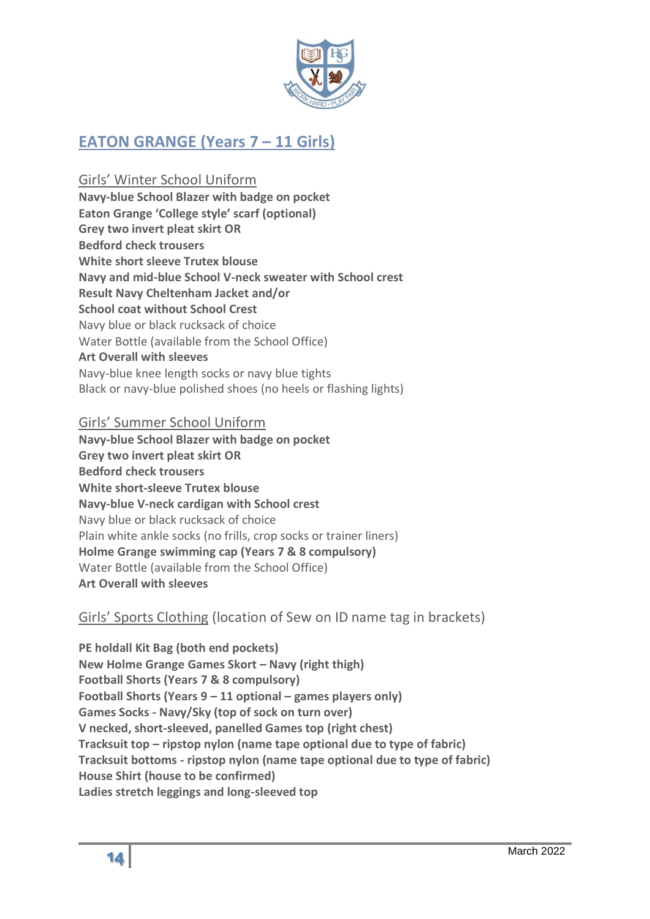# EATON GRANGE (Years 7 – 11 Girls)

## Girls' Winter School Uniform

**Navy-blue School Blazer with badge on pocket**
**Eaton Grange 'College style' scarf (optional)**
**Grey two invert pleat skirt OR**
**Bedford check trousers**
**White short sleeve Trutex blouse**
**Navy and mid-blue School V-neck sweater with School crest**
**Result Navy Cheltenham Jacket and/or**
**School coat without School Crest**
Navy blue or black rucksack of choice
Water Bottle (available from the School Office)
**Art Overall with sleeves**
Navy-blue knee length socks or navy blue tights
Black or navy-blue polished shoes (no heels or flashing lights)

## Girls' Summer School Uniform

**Navy-blue School Blazer with badge on pocket**
**Grey two invert pleat skirt OR**
**Bedford check trousers**
**White short-sleeve Trutex blouse**
**Navy-blue V-neck cardigan with School crest**
Navy blue or black rucksack of choice
Plain white ankle socks (no frills, crop socks or trainer liners)
**Holme Grange swimming cap (Years 7 & 8 compulsory)**
Water Bottle (available from the School Office)
**Art Overall with sleeves**

## Girls' Sports Clothing (location of Sew on ID name tag in brackets)

**PE holdall Kit Bag (both end pockets)**
**New Holme Grange Games Skort – Navy (right thigh)**
**Football Shorts (Years 7 & 8 compulsory)**
**Football Shorts (Years 9 – 11 optional – games players only)**
**Games Socks - Navy/Sky (top of sock on turn over)**
**V necked, short-sleeved, panelled Games top (right chest)**
**Tracksuit top – ripstop nylon (name tape optional due to type of fabric)**
**Tracksuit bottoms - ripstop nylon (name tape optional due to type of fabric)**
**House Shirt (house to be confirmed)**
**Ladies stretch leggings and long-sleeved top**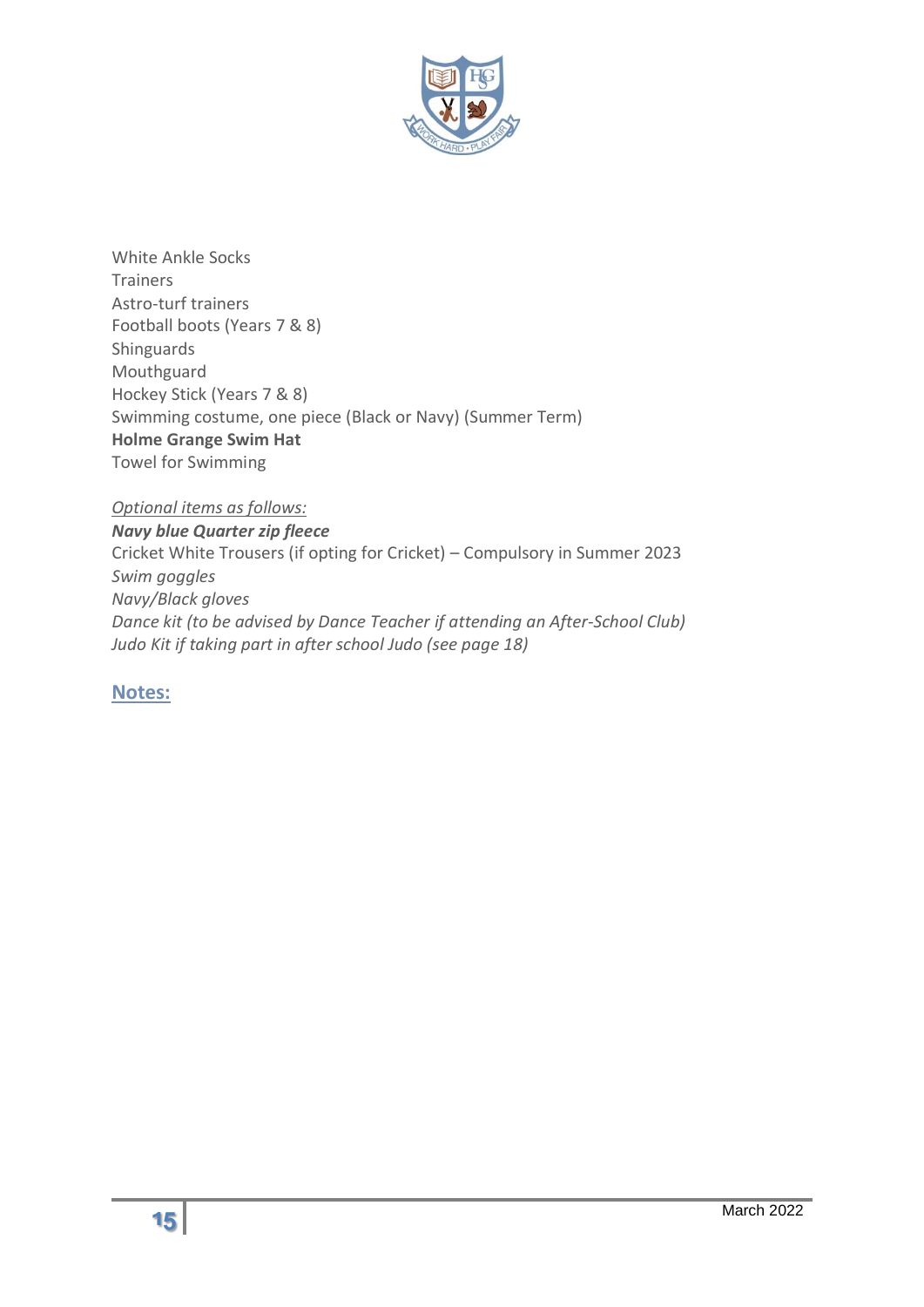White Ankle Socks
Trainers
Astro-turf trainers
Football boots (Years 7 & 8)
Shinguards
Mouthguard
Hockey Stick (Years 7 & 8)
Swimming costume, one piece (Black or Navy) (Summer Term)
**Holme Grange Swim Hat**
Towel for Swimming

*Optional items as follows:*
***Navy blue Quarter zip fleece***
Cricket White Trousers (if opting for Cricket) – Compulsory in Summer 2023
*Swim goggles*
*Navy/Black gloves*
*Dance kit (to be advised by Dance Teacher if attending an After-School Club)*
*Judo Kit if taking part in after school Judo (see page 18)*

## Notes: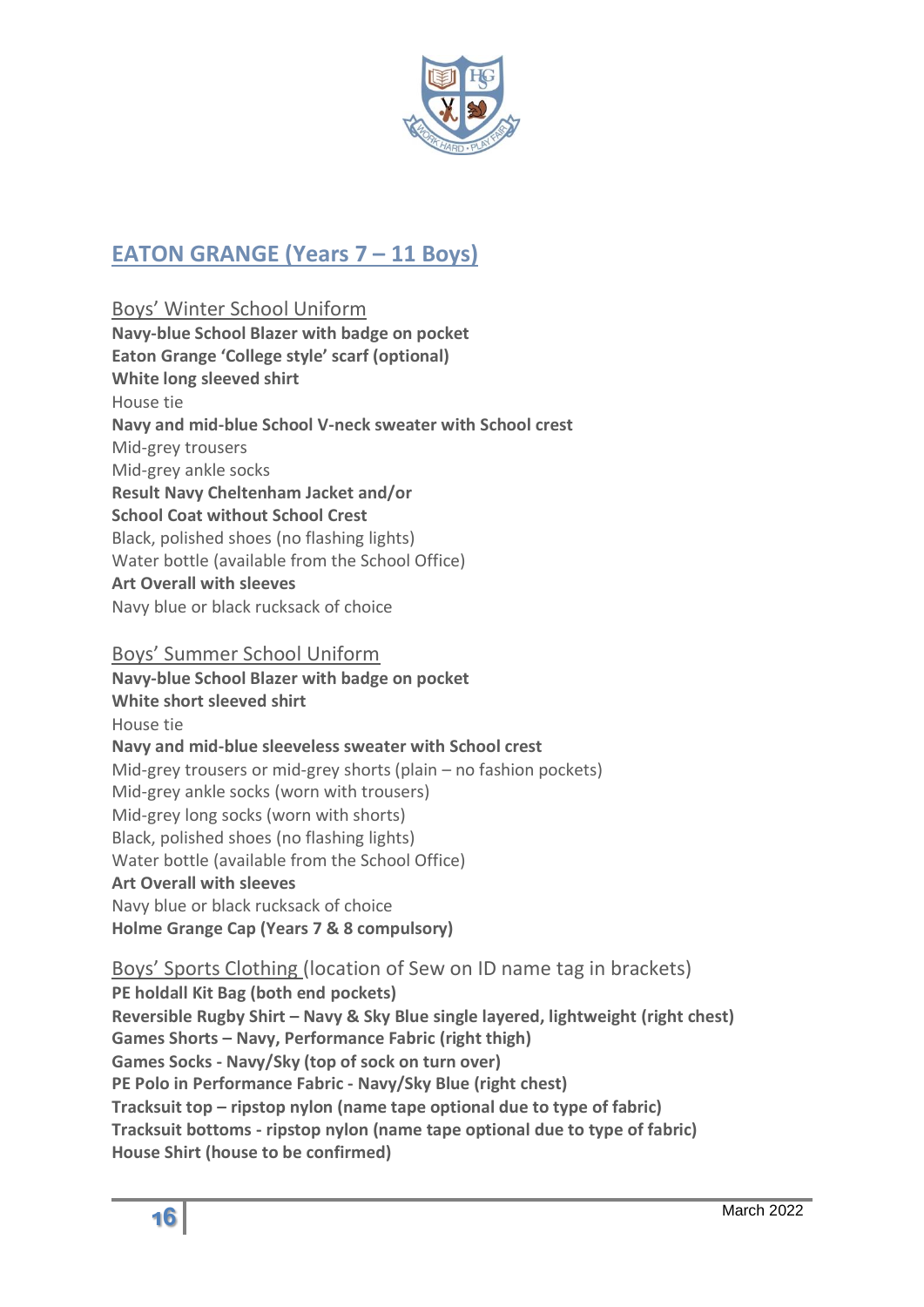## EATON GRANGE (Years 7 – 11 Boys)

### Boys' Winter School Uniform

**Navy-blue School Blazer with badge on pocket**
**Eaton Grange 'College style' scarf (optional)**
**White long sleeved shirt**
House tie
**Navy and mid-blue School V-neck sweater with School crest**
Mid-grey trousers
Mid-grey ankle socks
**Result Navy Cheltenham Jacket and/or**
**School Coat without School Crest**
Black, polished shoes (no flashing lights)
Water bottle (available from the School Office)
**Art Overall with sleeves**
Navy blue or black rucksack of choice

### Boys' Summer School Uniform

**Navy-blue School Blazer with badge on pocket**
**White short sleeved shirt**
House tie
**Navy and mid-blue sleeveless sweater with School crest**
Mid-grey trousers or mid-grey shorts (plain – no fashion pockets)
Mid-grey ankle socks (worn with trousers)
Mid-grey long socks (worn with shorts)
Black, polished shoes (no flashing lights)
Water bottle (available from the School Office)
**Art Overall with sleeves**
Navy blue or black rucksack of choice
**Holme Grange Cap (Years 7 & 8 compulsory)**

### Boys' Sports Clothing (location of Sew on ID name tag in brackets)

**PE holdall Kit Bag (both end pockets)**
**Reversible Rugby Shirt – Navy & Sky Blue single layered, lightweight (right chest)**
**Games Shorts – Navy, Performance Fabric (right thigh)**
**Games Socks - Navy/Sky (top of sock on turn over)**
**PE Polo in Performance Fabric - Navy/Sky Blue (right chest)**
**Tracksuit top – ripstop nylon (name tape optional due to type of fabric)**
**Tracksuit bottoms - ripstop nylon (name tape optional due to type of fabric)**
**House Shirt (house to be confirmed)**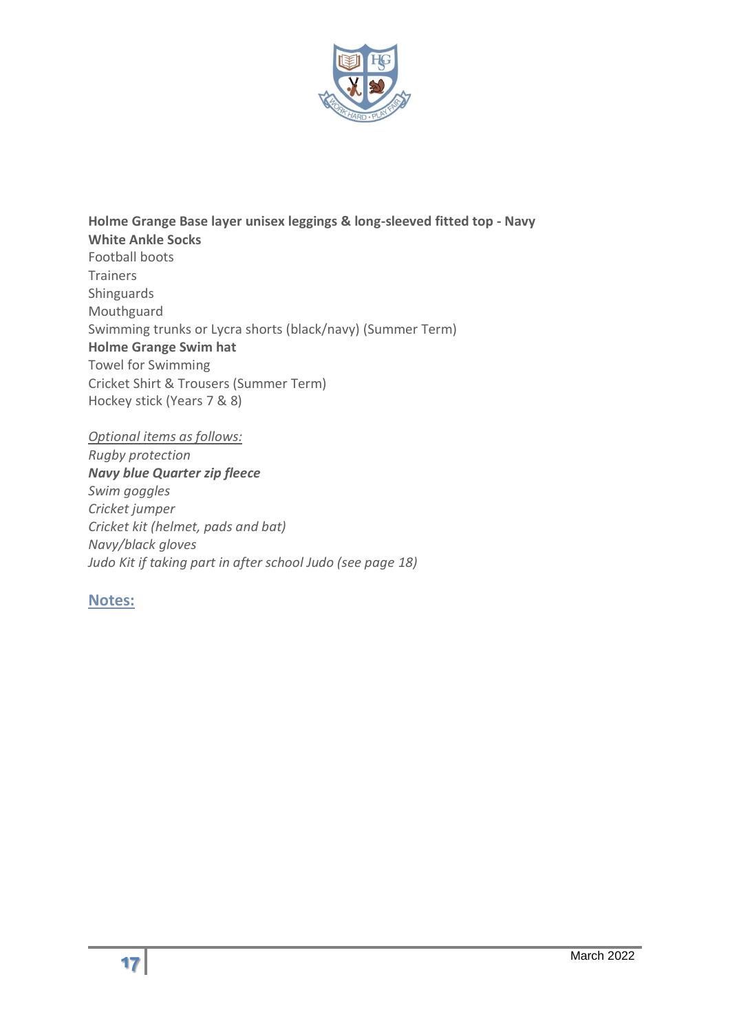**Holme Grange Base layer unisex leggings & long-sleeved fitted top - Navy**
**White Ankle Socks**
Football boots
Trainers
Shinguards
Mouthguard
Swimming trunks or Lycra shorts (black/navy) (Summer Term)
**Holme Grange Swim hat**
Towel for Swimming
Cricket Shirt & Trousers (Summer Term)
Hockey stick (Years 7 & 8)

*Optional items as follows:*
*Rugby protection*
***Navy blue Quarter zip fleece***
*Swim goggles*
*Cricket jumper*
*Cricket kit (helmet, pads and bat)*
*Navy/black gloves*
*Judo Kit if taking part in after school Judo (see page 18)*

## Notes: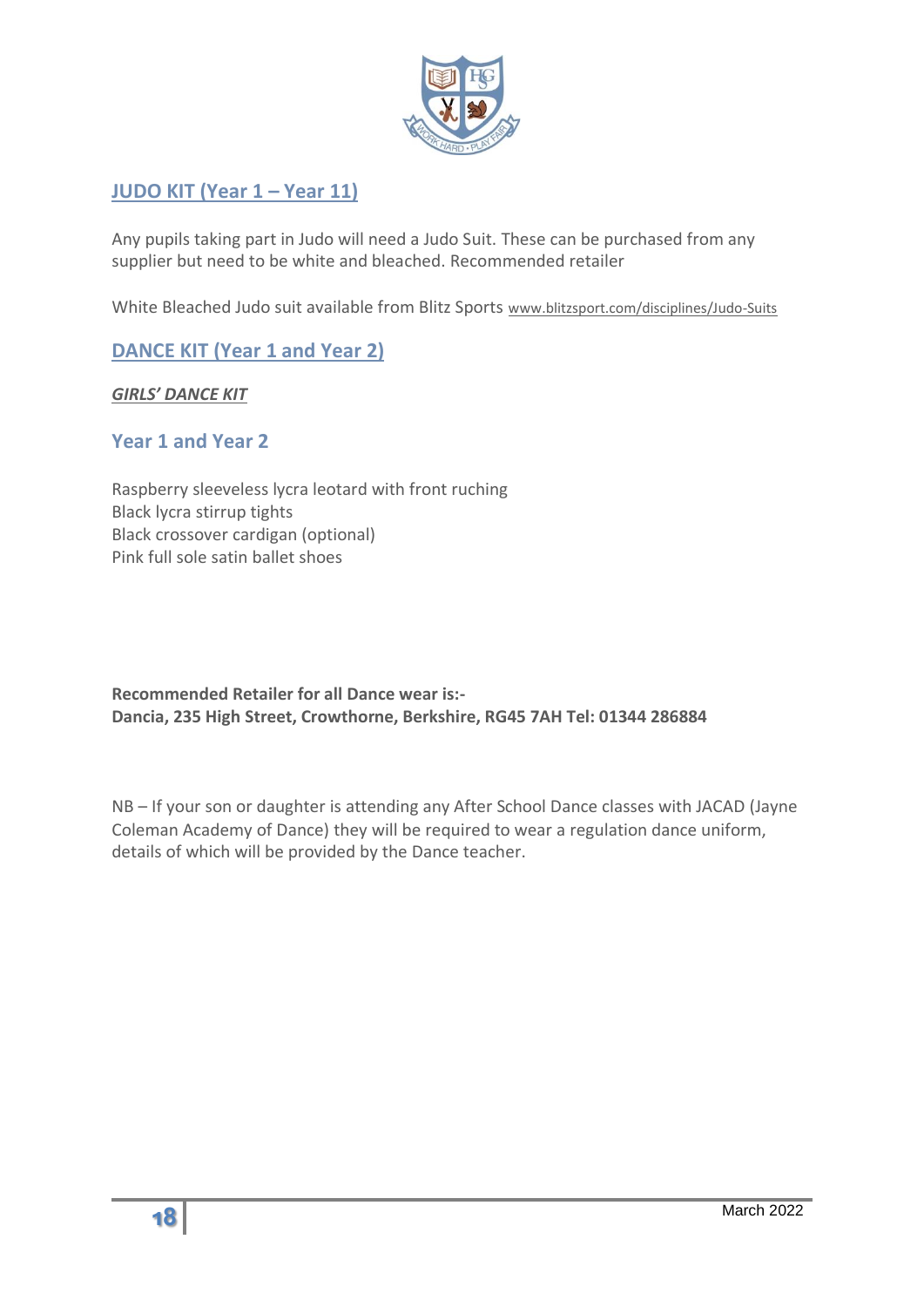## JUDO KIT (Year 1 – Year 11)

Any pupils taking part in Judo will need a Judo Suit. These can be purchased from any supplier but need to be white and bleached. Recommended retailer

White Bleached Judo suit available from Blitz Sports www.blitzsport.com/disciplines/Judo-Suits

## DANCE KIT (Year 1 and Year 2)

***GIRLS' DANCE KIT***

### Year 1 and Year 2

Raspberry sleeveless lycra leotard with front ruching
Black lycra stirrup tights
Black crossover cardigan (optional)
Pink full sole satin ballet shoes

**Recommended Retailer for all Dance wear is:-**
**Dancia, 235 High Street, Crowthorne, Berkshire, RG45 7AH Tel: 01344 286884**

NB – If your son or daughter is attending any After School Dance classes with JACAD (Jayne Coleman Academy of Dance) they will be required to wear a regulation dance uniform, details of which will be provided by the Dance teacher.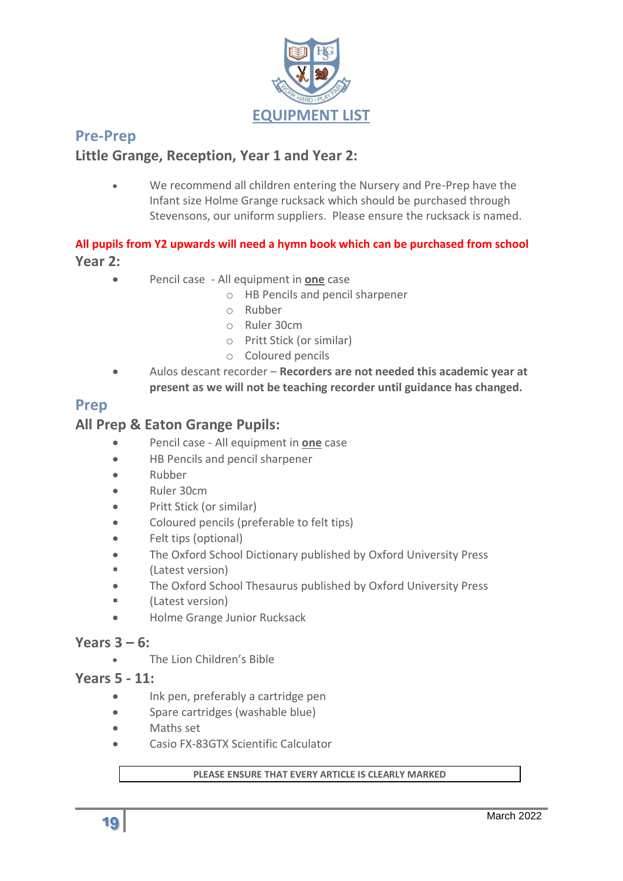# EQUIPMENT LIST

## Pre-Prep

### Little Grange, Reception, Year 1 and Year 2:

- We recommend all children entering the Nursery and Pre-Prep have the Infant size Holme Grange rucksack which should be purchased through Stevensons, our uniform suppliers. Please ensure the rucksack is named.

**All pupils from Y2 upwards will need a hymn book which can be purchased from school**

### Year 2:

- Pencil case - All equipment in **one** case
  - HB Pencils and pencil sharpener
  - Rubber
  - Ruler 30cm
  - Pritt Stick (or similar)
  - Coloured pencils
- Aulos descant recorder – **Recorders are not needed this academic year at present as we will not be teaching recorder until guidance has changed.**

## Prep

### All Prep & Eaton Grange Pupils:

- Pencil case - All equipment in **one** case
- HB Pencils and pencil sharpener
- Rubber
- Ruler 30cm
- Pritt Stick (or similar)
- Coloured pencils (preferable to felt tips)
- Felt tips (optional)
- The Oxford School Dictionary published by Oxford University Press
- (Latest version)
- The Oxford School Thesaurus published by Oxford University Press
- (Latest version)
- Holme Grange Junior Rucksack

### Years 3 – 6:

- The Lion Children's Bible

### Years 5 - 11:

- Ink pen, preferably a cartridge pen
- Spare cartridges (washable blue)
- Maths set
- Casio FX-83GTX Scientific Calculator

**PLEASE ENSURE THAT EVERY ARTICLE IS CLEARLY MARKED**

March 2022